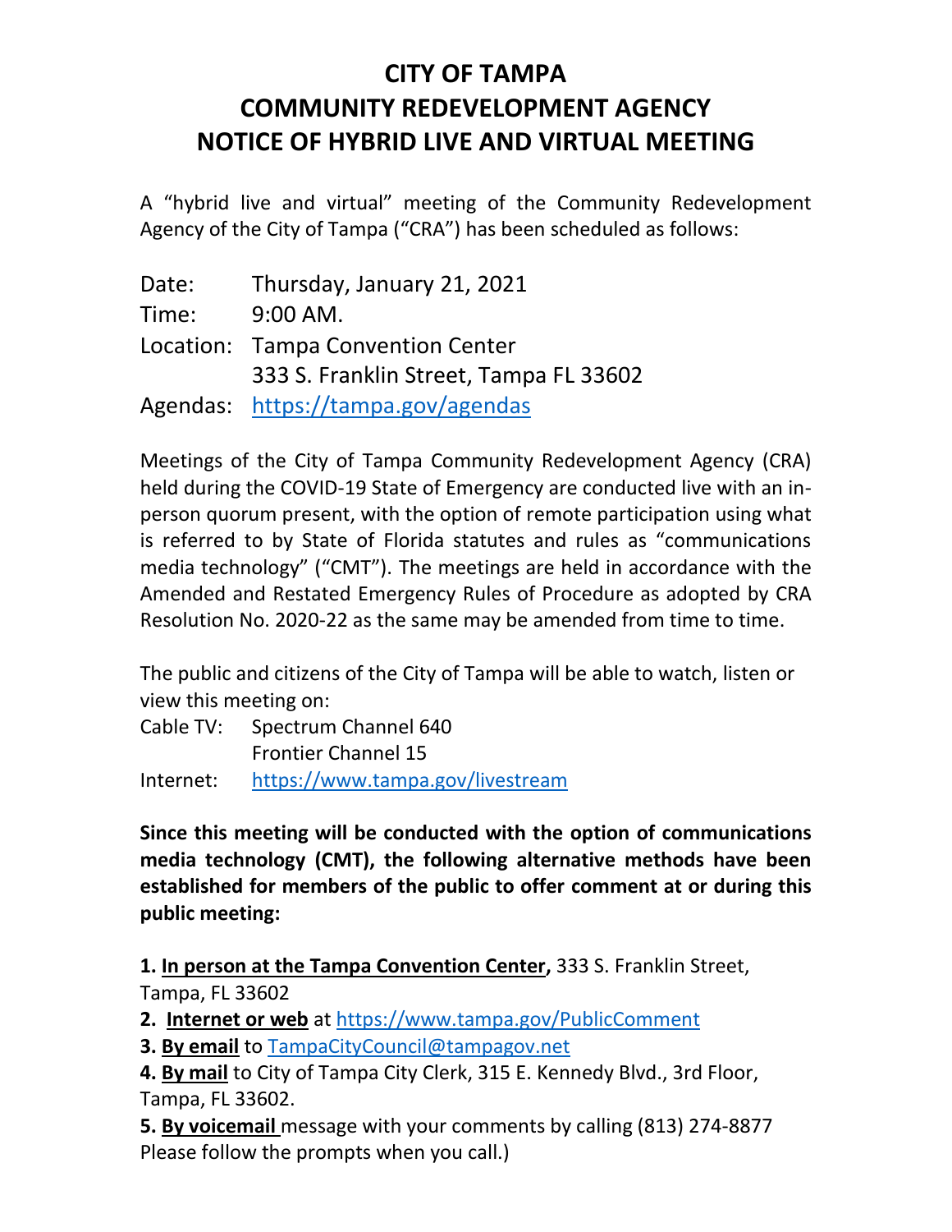# CITY OF TAMPA
# COMMUNITY REDEVELOPMENT AGENCY
# NOTICE OF HYBRID LIVE AND VIRTUAL MEETING

A "hybrid live and virtual" meeting of the Community Redevelopment Agency of the City of Tampa ("CRA") has been scheduled as follows:

Date: Thursday, January 21, 2021
Time: 9:00 AM.
Location: Tampa Convention Center
333 S. Franklin Street, Tampa FL 33602
Agendas: https://tampa.gov/agendas

Meetings of the City of Tampa Community Redevelopment Agency (CRA) held during the COVID-19 State of Emergency are conducted live with an in-person quorum present, with the option of remote participation using what is referred to by State of Florida statutes and rules as "communications media technology" ("CMT"). The meetings are held in accordance with the Amended and Restated Emergency Rules of Procedure as adopted by CRA Resolution No. 2020-22 as the same may be amended from time to time.

The public and citizens of the City of Tampa will be able to watch, listen or view this meeting on:
Cable TV: Spectrum Channel 640
Frontier Channel 15
Internet: https://www.tampa.gov/livestream

**Since this meeting will be conducted with the option of communications media technology (CMT), the following alternative methods have been established for members of the public to offer comment at or during this public meeting:**

**1. In person at the Tampa Convention Center,** 333 S. Franklin Street, Tampa, FL 33602
**2. Internet or web** at https://www.tampa.gov/PublicComment
**3. By email** to TampaCityCouncil@tampagov.net
**4. By mail** to City of Tampa City Clerk, 315 E. Kennedy Blvd., 3rd Floor, Tampa, FL 33602.
**5. By voicemail** message with your comments by calling (813) 274-8877 Please follow the prompts when you call.)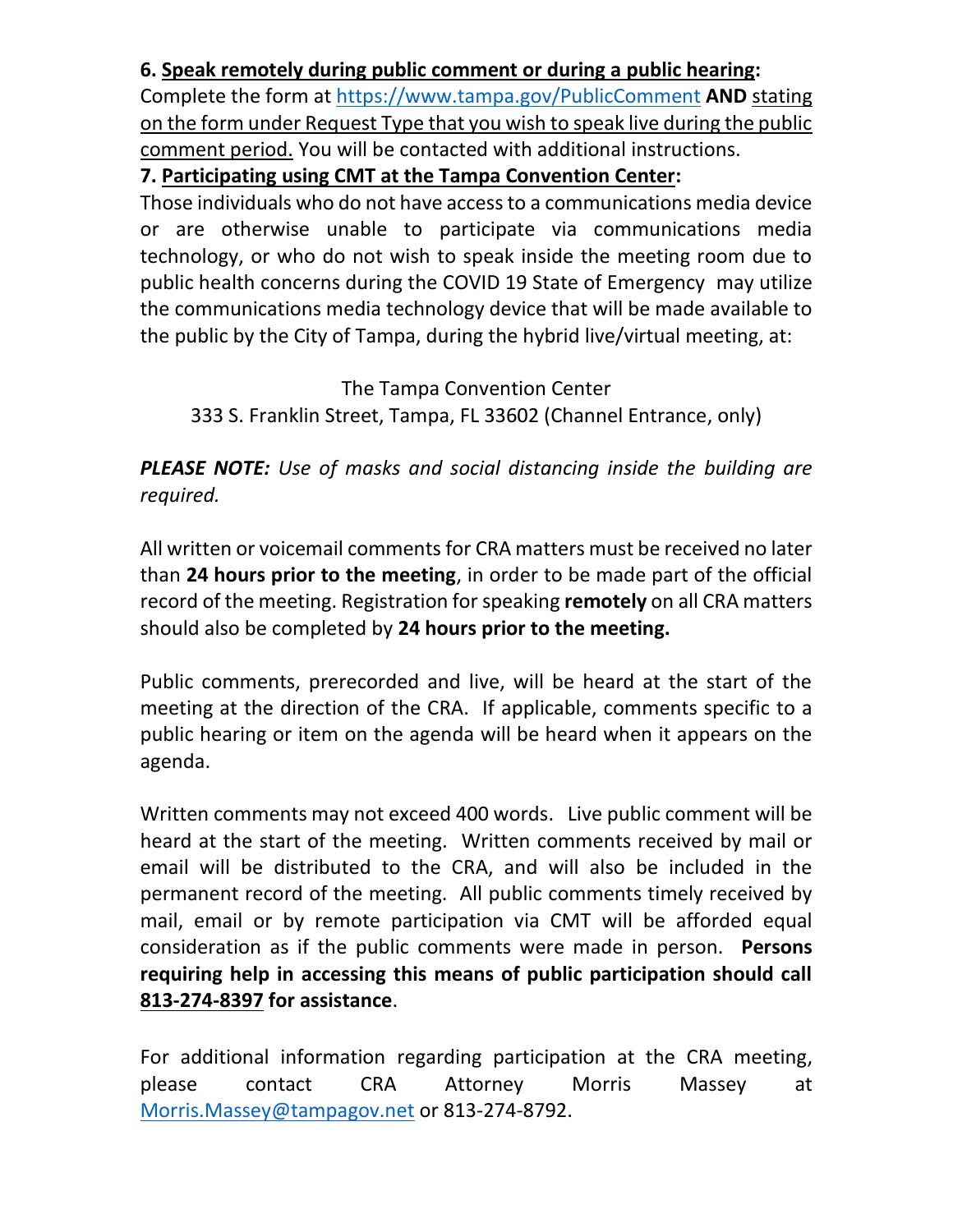**6. <u>Speak remotely during public comment or during a public hearing</u>:**
Complete the form at https://www.tampa.gov/PublicComment **AND** <u>stating on the form under Request Type that you wish to speak live during the public comment period.</u> You will be contacted with additional instructions.

**7. <u>Participating using CMT at the Tampa Convention Center</u>:**
Those individuals who do not have access to a communications media device or are otherwise unable to participate via communications media technology, or who do not wish to speak inside the meeting room due to public health concerns during the COVID 19 State of Emergency may utilize the communications media technology device that will be made available to the public by the City of Tampa, during the hybrid live/virtual meeting, at:

The Tampa Convention Center
333 S. Franklin Street, Tampa, FL 33602 (Channel Entrance, only)

***PLEASE NOTE:*** *Use of masks and social distancing inside the building are required.*

All written or voicemail comments for CRA matters must be received no later than **24 hours prior to the meeting**, in order to be made part of the official record of the meeting. Registration for speaking **remotely** on all CRA matters should also be completed by **24 hours prior to the meeting.**

Public comments, prerecorded and live, will be heard at the start of the meeting at the direction of the CRA. If applicable, comments specific to a public hearing or item on the agenda will be heard when it appears on the agenda.

Written comments may not exceed 400 words. Live public comment will be heard at the start of the meeting. Written comments received by mail or email will be distributed to the CRA, and will also be included in the permanent record of the meeting. All public comments timely received by mail, email or by remote participation via CMT will be afforded equal consideration as if the public comments were made in person. **Persons requiring help in accessing this means of public participation should call <u>813-274-8397</u> for assistance**.

For additional information regarding participation at the CRA meeting, please contact CRA Attorney Morris Massey at Morris.Massey@tampagov.net or 813-274-8792.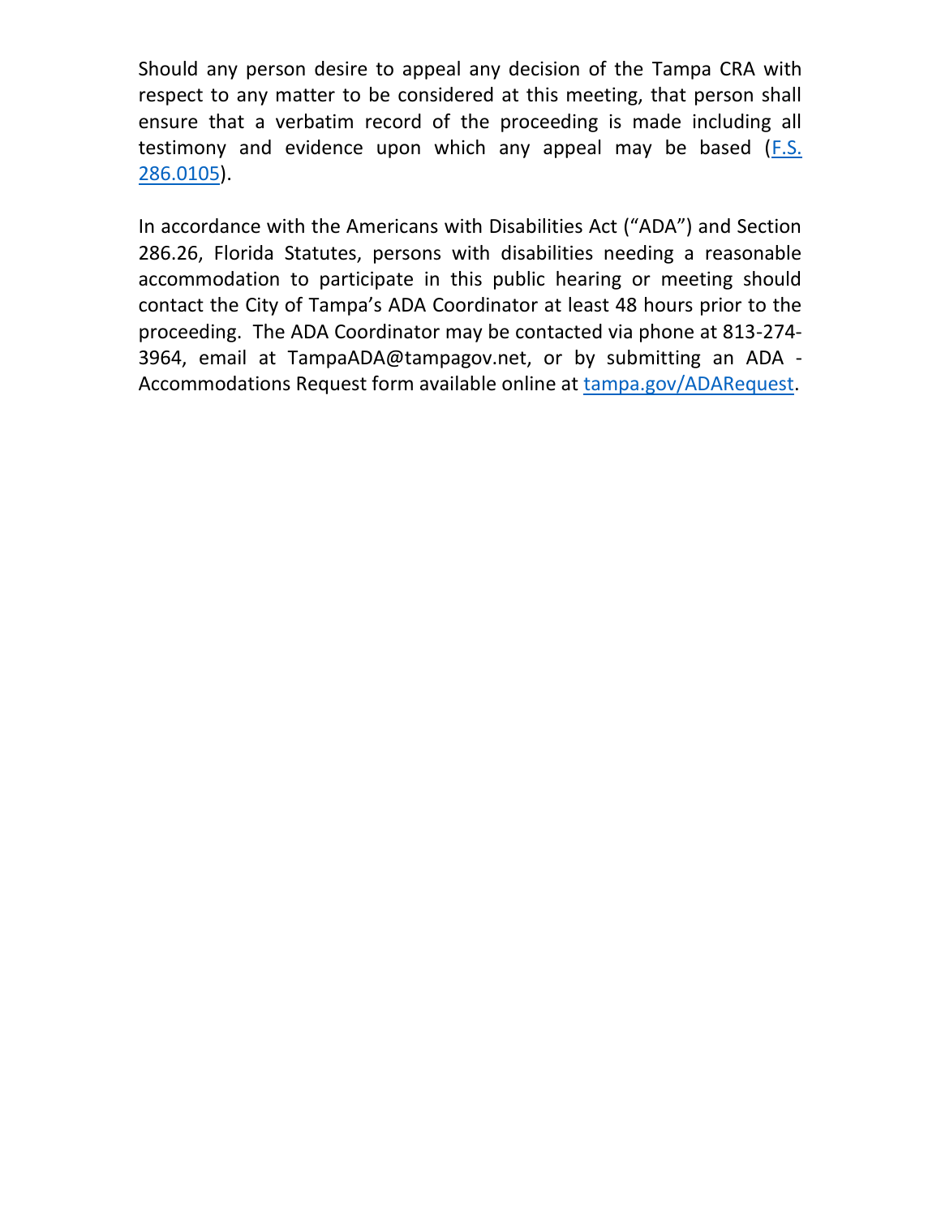Should any person desire to appeal any decision of the Tampa CRA with respect to any matter to be considered at this meeting, that person shall ensure that a verbatim record of the proceeding is made including all testimony and evidence upon which any appeal may be based (F.S. 286.0105).

In accordance with the Americans with Disabilities Act ("ADA") and Section 286.26, Florida Statutes, persons with disabilities needing a reasonable accommodation to participate in this public hearing or meeting should contact the City of Tampa's ADA Coordinator at least 48 hours prior to the proceeding. The ADA Coordinator may be contacted via phone at 813-274-3964, email at TampaADA@tampagov.net, or by submitting an ADA - Accommodations Request form available online at tampa.gov/ADARequest.